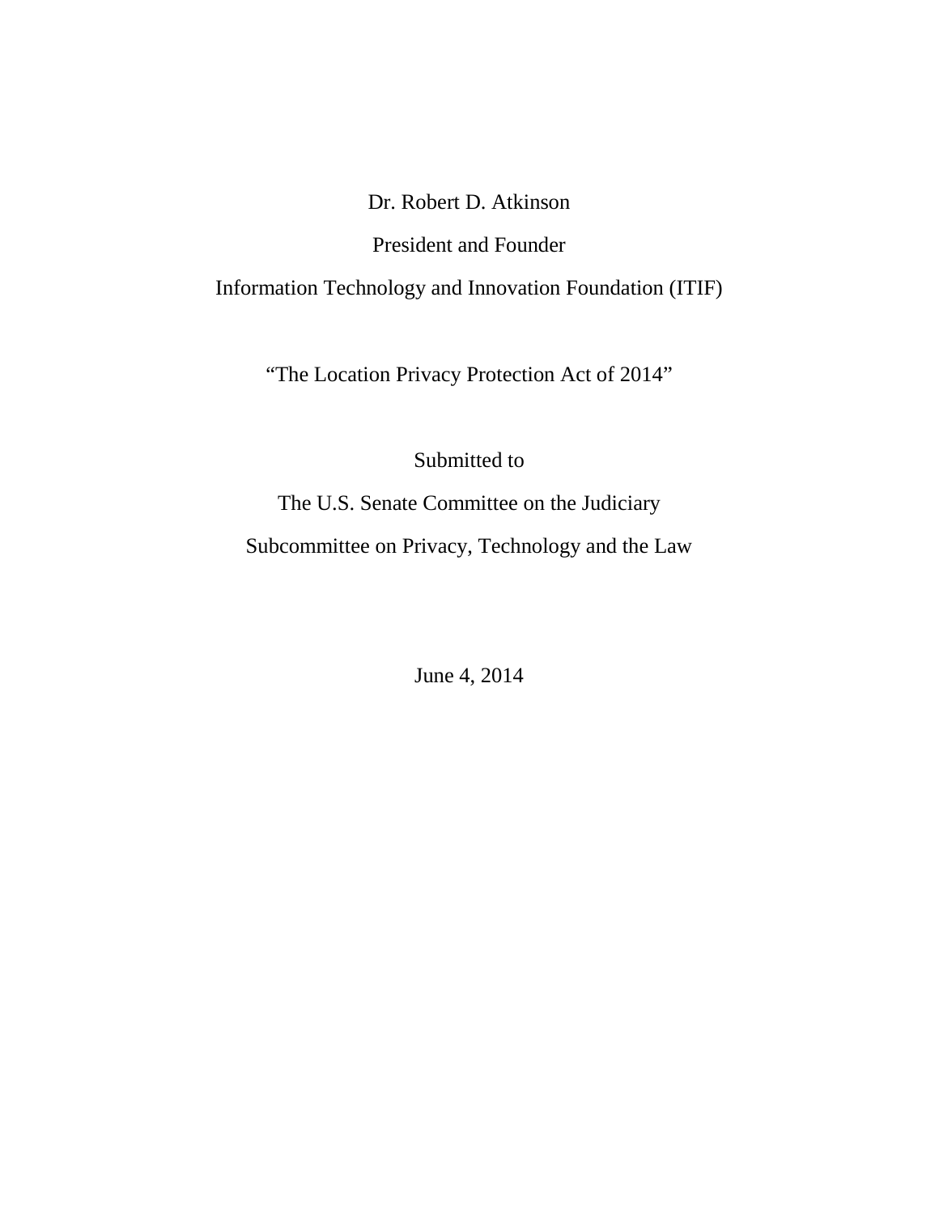Dr. Robert D. Atkinson

President and Founder

Information Technology and Innovation Foundation (ITIF)

"The Location Privacy Protection Act of 2014"

Submitted to

The U.S. Senate Committee on the Judiciary

Subcommittee on Privacy, Technology and the Law

June 4, 2014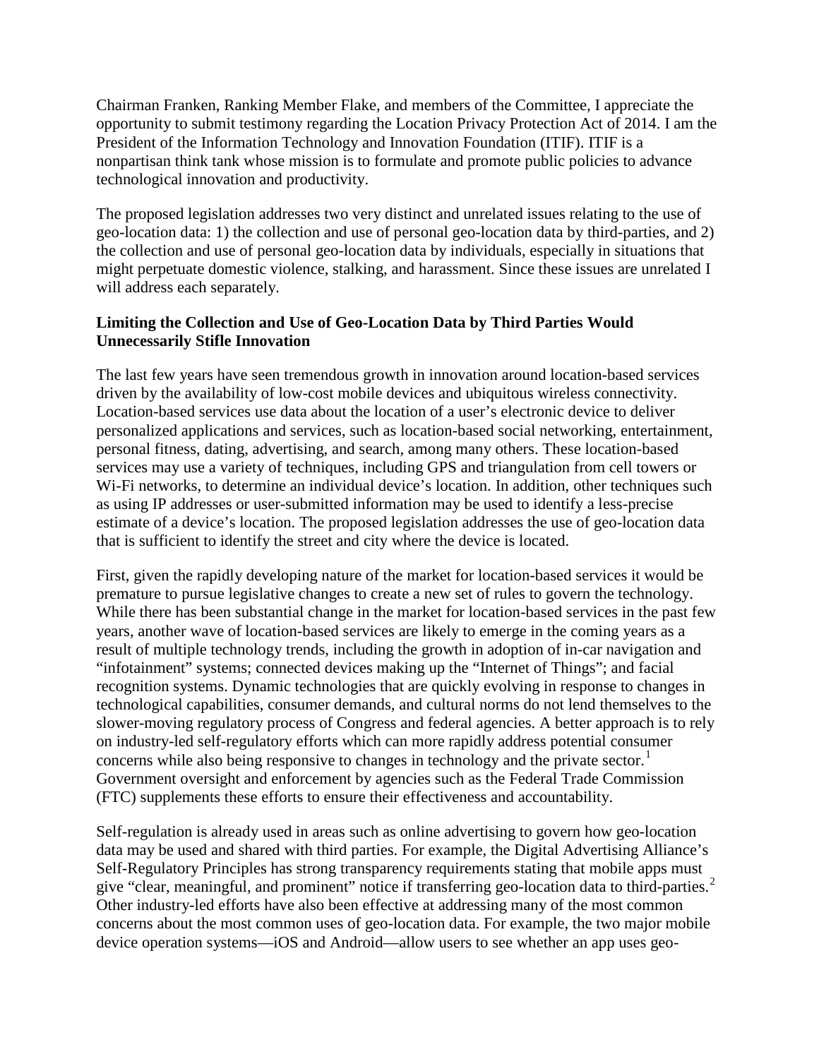Chairman Franken, Ranking Member Flake, and members of the Committee, I appreciate the opportunity to submit testimony regarding the Location Privacy Protection Act of 2014. I am the President of the Information Technology and Innovation Foundation (ITIF). ITIF is a nonpartisan think tank whose mission is to formulate and promote public policies to advance technological innovation and productivity.

The proposed legislation addresses two very distinct and unrelated issues relating to the use of geo-location data: 1) the collection and use of personal geo-location data by third-parties, and 2) the collection and use of personal geo-location data by individuals, especially in situations that might perpetuate domestic violence, stalking, and harassment. Since these issues are unrelated I will address each separately.

**Limiting the Collection and Use of Geo-Location Data by Third Parties Would Unnecessarily Stifle Innovation**

The last few years have seen tremendous growth in innovation around location-based services driven by the availability of low-cost mobile devices and ubiquitous wireless connectivity. Location-based services use data about the location of a user's electronic device to deliver personalized applications and services, such as location-based social networking, entertainment, personal fitness, dating, advertising, and search, among many others. These location-based services may use a variety of techniques, including GPS and triangulation from cell towers or Wi-Fi networks, to determine an individual device's location. In addition, other techniques such as using IP addresses or user-submitted information may be used to identify a less-precise estimate of a device's location. The proposed legislation addresses the use of geo-location data that is sufficient to identify the street and city where the device is located.

First, given the rapidly developing nature of the market for location-based services it would be premature to pursue legislative changes to create a new set of rules to govern the technology. While there has been substantial change in the market for location-based services in the past few years, another wave of location-based services are likely to emerge in the coming years as a result of multiple technology trends, including the growth in adoption of in-car navigation and "infotainment" systems; connected devices making up the "Internet of Things"; and facial recognition systems. Dynamic technologies that are quickly evolving in response to changes in technological capabilities, consumer demands, and cultural norms do not lend themselves to the slower-moving regulatory process of Congress and federal agencies. A better approach is to rely on industry-led self-regulatory efforts which can more rapidly address potential consumer concerns while also being responsive to changes in technology and the private sector.[1] Government oversight and enforcement by agencies such as the Federal Trade Commission (FTC) supplements these efforts to ensure their effectiveness and accountability.

Self-regulation is already used in areas such as online advertising to govern how geo-location data may be used and shared with third parties. For example, the Digital Advertising Alliance's Self-Regulatory Principles has strong transparency requirements stating that mobile apps must give "clear, meaningful, and prominent" notice if transferring geo-location data to third-parties.[2] Other industry-led efforts have also been effective at addressing many of the most common concerns about the most common uses of geo-location data. For example, the two major mobile device operation systems—iOS and Android—allow users to see whether an app uses geo-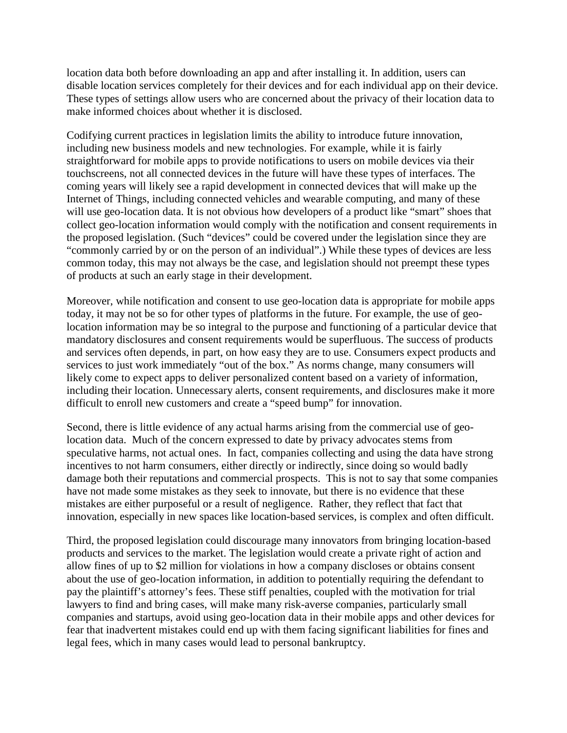location data both before downloading an app and after installing it. In addition, users can disable location services completely for their devices and for each individual app on their device. These types of settings allow users who are concerned about the privacy of their location data to make informed choices about whether it is disclosed.

Codifying current practices in legislation limits the ability to introduce future innovation, including new business models and new technologies. For example, while it is fairly straightforward for mobile apps to provide notifications to users on mobile devices via their touchscreens, not all connected devices in the future will have these types of interfaces. The coming years will likely see a rapid development in connected devices that will make up the Internet of Things, including connected vehicles and wearable computing, and many of these will use geo-location data. It is not obvious how developers of a product like "smart" shoes that collect geo-location information would comply with the notification and consent requirements in the proposed legislation. (Such "devices" could be covered under the legislation since they are "commonly carried by or on the person of an individual".) While these types of devices are less common today, this may not always be the case, and legislation should not preempt these types of products at such an early stage in their development.

Moreover, while notification and consent to use geo-location data is appropriate for mobile apps today, it may not be so for other types of platforms in the future. For example, the use of geo-location information may be so integral to the purpose and functioning of a particular device that mandatory disclosures and consent requirements would be superfluous. The success of products and services often depends, in part, on how easy they are to use. Consumers expect products and services to just work immediately "out of the box." As norms change, many consumers will likely come to expect apps to deliver personalized content based on a variety of information, including their location. Unnecessary alerts, consent requirements, and disclosures make it more difficult to enroll new customers and create a "speed bump" for innovation.

Second, there is little evidence of any actual harms arising from the commercial use of geo-location data. Much of the concern expressed to date by privacy advocates stems from speculative harms, not actual ones. In fact, companies collecting and using the data have strong incentives to not harm consumers, either directly or indirectly, since doing so would badly damage both their reputations and commercial prospects. This is not to say that some companies have not made some mistakes as they seek to innovate, but there is no evidence that these mistakes are either purposeful or a result of negligence. Rather, they reflect that fact that innovation, especially in new spaces like location-based services, is complex and often difficult.

Third, the proposed legislation could discourage many innovators from bringing location-based products and services to the market. The legislation would create a private right of action and allow fines of up to $2 million for violations in how a company discloses or obtains consent about the use of geo-location information, in addition to potentially requiring the defendant to pay the plaintiff's attorney's fees. These stiff penalties, coupled with the motivation for trial lawyers to find and bring cases, will make many risk-averse companies, particularly small companies and startups, avoid using geo-location data in their mobile apps and other devices for fear that inadvertent mistakes could end up with them facing significant liabilities for fines and legal fees, which in many cases would lead to personal bankruptcy.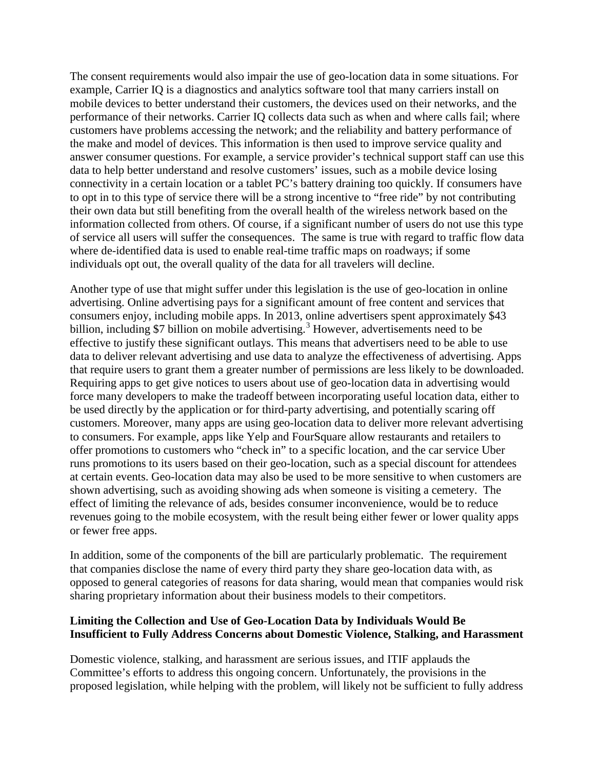The consent requirements would also impair the use of geo-location data in some situations. For example, Carrier IQ is a diagnostics and analytics software tool that many carriers install on mobile devices to better understand their customers, the devices used on their networks, and the performance of their networks. Carrier IQ collects data such as when and where calls fail; where customers have problems accessing the network; and the reliability and battery performance of the make and model of devices. This information is then used to improve service quality and answer consumer questions. For example, a service provider's technical support staff can use this data to help better understand and resolve customers' issues, such as a mobile device losing connectivity in a certain location or a tablet PC's battery draining too quickly. If consumers have to opt in to this type of service there will be a strong incentive to "free ride" by not contributing their own data but still benefiting from the overall health of the wireless network based on the information collected from others. Of course, if a significant number of users do not use this type of service all users will suffer the consequences. The same is true with regard to traffic flow data where de-identified data is used to enable real-time traffic maps on roadways; if some individuals opt out, the overall quality of the data for all travelers will decline.

Another type of use that might suffer under this legislation is the use of geo-location in online advertising. Online advertising pays for a significant amount of free content and services that consumers enjoy, including mobile apps. In 2013, online advertisers spent approximately $43 billion, including $7 billion on mobile advertising.[3] However, advertisements need to be effective to justify these significant outlays. This means that advertisers need to be able to use data to deliver relevant advertising and use data to analyze the effectiveness of advertising. Apps that require users to grant them a greater number of permissions are less likely to be downloaded. Requiring apps to get give notices to users about use of geo-location data in advertising would force many developers to make the tradeoff between incorporating useful location data, either to be used directly by the application or for third-party advertising, and potentially scaring off customers. Moreover, many apps are using geo-location data to deliver more relevant advertising to consumers. For example, apps like Yelp and FourSquare allow restaurants and retailers to offer promotions to customers who "check in" to a specific location, and the car service Uber runs promotions to its users based on their geo-location, such as a special discount for attendees at certain events. Geo-location data may also be used to be more sensitive to when customers are shown advertising, such as avoiding showing ads when someone is visiting a cemetery. The effect of limiting the relevance of ads, besides consumer inconvenience, would be to reduce revenues going to the mobile ecosystem, with the result being either fewer or lower quality apps or fewer free apps.

In addition, some of the components of the bill are particularly problematic. The requirement that companies disclose the name of every third party they share geo-location data with, as opposed to general categories of reasons for data sharing, would mean that companies would risk sharing proprietary information about their business models to their competitors.

**Limiting the Collection and Use of Geo-Location Data by Individuals Would Be Insufficient to Fully Address Concerns about Domestic Violence, Stalking, and Harassment**

Domestic violence, stalking, and harassment are serious issues, and ITIF applauds the Committee's efforts to address this ongoing concern. Unfortunately, the provisions in the proposed legislation, while helping with the problem, will likely not be sufficient to fully address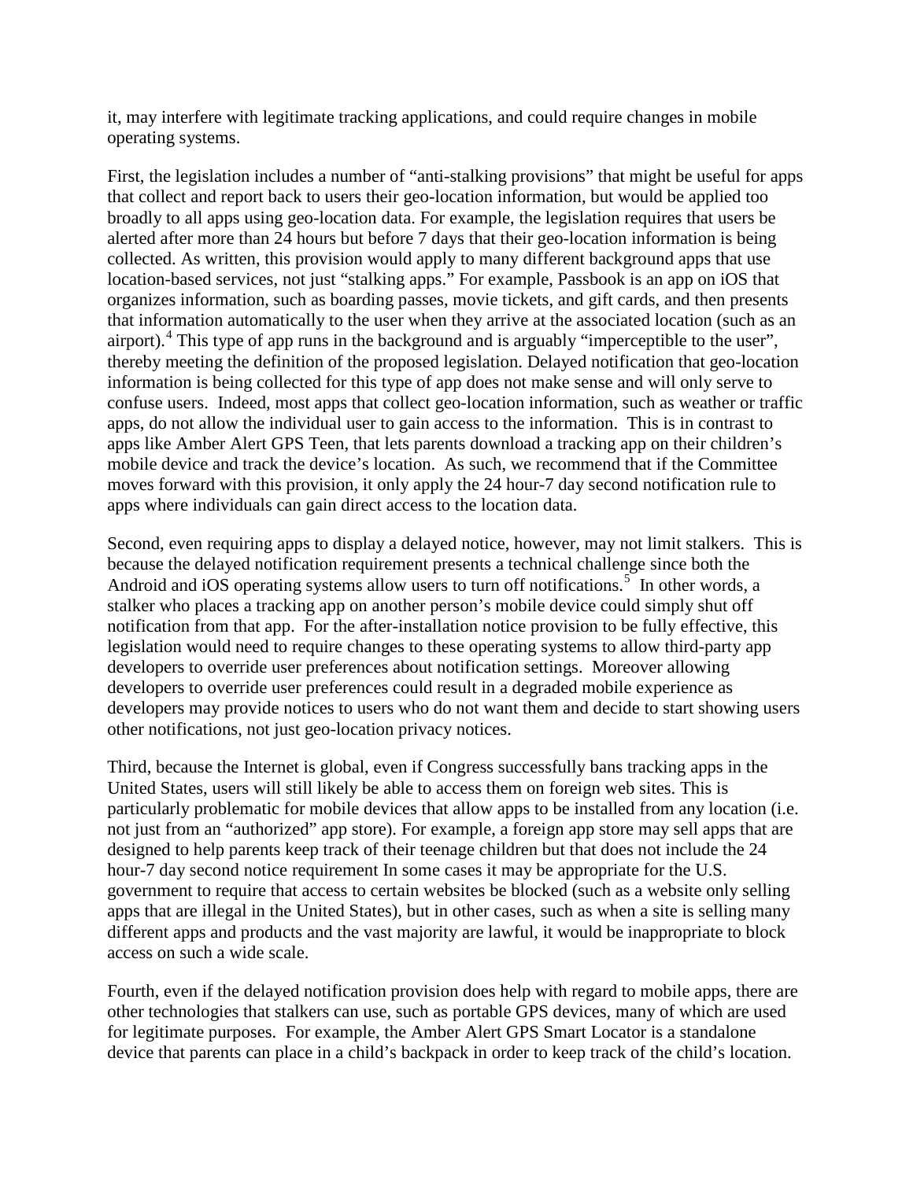it, may interfere with legitimate tracking applications, and could require changes in mobile operating systems.

First, the legislation includes a number of "anti-stalking provisions" that might be useful for apps that collect and report back to users their geo-location information, but would be applied too broadly to all apps using geo-location data. For example, the legislation requires that users be alerted after more than 24 hours but before 7 days that their geo-location information is being collected. As written, this provision would apply to many different background apps that use location-based services, not just "stalking apps." For example, Passbook is an app on iOS that organizes information, such as boarding passes, movie tickets, and gift cards, and then presents that information automatically to the user when they arrive at the associated location (such as an airport).[4] This type of app runs in the background and is arguably "imperceptible to the user", thereby meeting the definition of the proposed legislation. Delayed notification that geo-location information is being collected for this type of app does not make sense and will only serve to confuse users. Indeed, most apps that collect geo-location information, such as weather or traffic apps, do not allow the individual user to gain access to the information. This is in contrast to apps like Amber Alert GPS Teen, that lets parents download a tracking app on their children's mobile device and track the device's location. As such, we recommend that if the Committee moves forward with this provision, it only apply the 24 hour-7 day second notification rule to apps where individuals can gain direct access to the location data.

Second, even requiring apps to display a delayed notice, however, may not limit stalkers. This is because the delayed notification requirement presents a technical challenge since both the Android and iOS operating systems allow users to turn off notifications.[5] In other words, a stalker who places a tracking app on another person's mobile device could simply shut off notification from that app. For the after-installation notice provision to be fully effective, this legislation would need to require changes to these operating systems to allow third-party app developers to override user preferences about notification settings. Moreover allowing developers to override user preferences could result in a degraded mobile experience as developers may provide notices to users who do not want them and decide to start showing users other notifications, not just geo-location privacy notices.

Third, because the Internet is global, even if Congress successfully bans tracking apps in the United States, users will still likely be able to access them on foreign web sites. This is particularly problematic for mobile devices that allow apps to be installed from any location (i.e. not just from an "authorized" app store). For example, a foreign app store may sell apps that are designed to help parents keep track of their teenage children but that does not include the 24 hour-7 day second notice requirement In some cases it may be appropriate for the U.S. government to require that access to certain websites be blocked (such as a website only selling apps that are illegal in the United States), but in other cases, such as when a site is selling many different apps and products and the vast majority are lawful, it would be inappropriate to block access on such a wide scale.

Fourth, even if the delayed notification provision does help with regard to mobile apps, there are other technologies that stalkers can use, such as portable GPS devices, many of which are used for legitimate purposes. For example, the Amber Alert GPS Smart Locator is a standalone device that parents can place in a child's backpack in order to keep track of the child's location.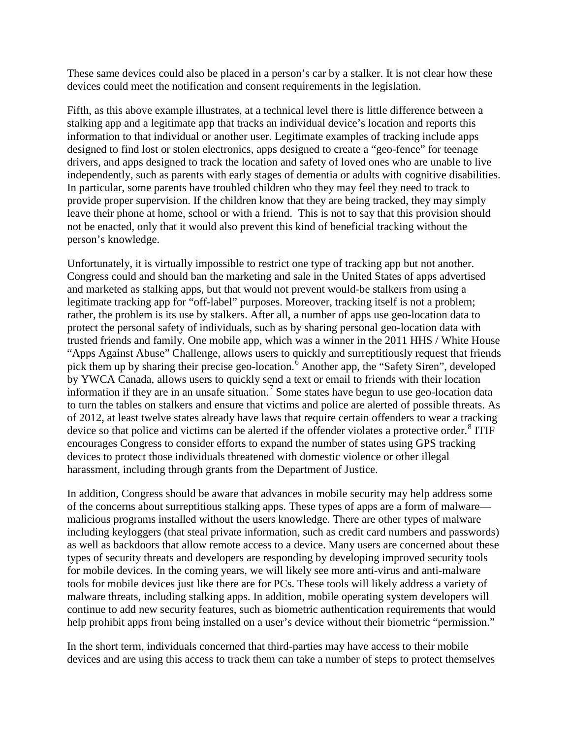These same devices could also be placed in a person's car by a stalker. It is not clear how these devices could meet the notification and consent requirements in the legislation.

Fifth, as this above example illustrates, at a technical level there is little difference between a stalking app and a legitimate app that tracks an individual device's location and reports this information to that individual or another user. Legitimate examples of tracking include apps designed to find lost or stolen electronics, apps designed to create a "geo-fence" for teenage drivers, and apps designed to track the location and safety of loved ones who are unable to live independently, such as parents with early stages of dementia or adults with cognitive disabilities. In particular, some parents have troubled children who they may feel they need to track to provide proper supervision. If the children know that they are being tracked, they may simply leave their phone at home, school or with a friend. This is not to say that this provision should not be enacted, only that it would also prevent this kind of beneficial tracking without the person's knowledge.

Unfortunately, it is virtually impossible to restrict one type of tracking app but not another. Congress could and should ban the marketing and sale in the United States of apps advertised and marketed as stalking apps, but that would not prevent would-be stalkers from using a legitimate tracking app for "off-label" purposes. Moreover, tracking itself is not a problem; rather, the problem is its use by stalkers. After all, a number of apps use geo-location data to protect the personal safety of individuals, such as by sharing personal geo-location data with trusted friends and family. One mobile app, which was a winner in the 2011 HHS / White House "Apps Against Abuse" Challenge, allows users to quickly and surreptitiously request that friends pick them up by sharing their precise geo-location.[6] Another app, the "Safety Siren", developed by YWCA Canada, allows users to quickly send a text or email to friends with their location information if they are in an unsafe situation.[7] Some states have begun to use geo-location data to turn the tables on stalkers and ensure that victims and police are alerted of possible threats. As of 2012, at least twelve states already have laws that require certain offenders to wear a tracking device so that police and victims can be alerted if the offender violates a protective order.[8] ITIF encourages Congress to consider efforts to expand the number of states using GPS tracking devices to protect those individuals threatened with domestic violence or other illegal harassment, including through grants from the Department of Justice.

In addition, Congress should be aware that advances in mobile security may help address some of the concerns about surreptitious stalking apps. These types of apps are a form of malware—malicious programs installed without the users knowledge. There are other types of malware including keyloggers (that steal private information, such as credit card numbers and passwords) as well as backdoors that allow remote access to a device. Many users are concerned about these types of security threats and developers are responding by developing improved security tools for mobile devices. In the coming years, we will likely see more anti-virus and anti-malware tools for mobile devices just like there are for PCs. These tools will likely address a variety of malware threats, including stalking apps. In addition, mobile operating system developers will continue to add new security features, such as biometric authentication requirements that would help prohibit apps from being installed on a user's device without their biometric "permission."

In the short term, individuals concerned that third-parties may have access to their mobile devices and are using this access to track them can take a number of steps to protect themselves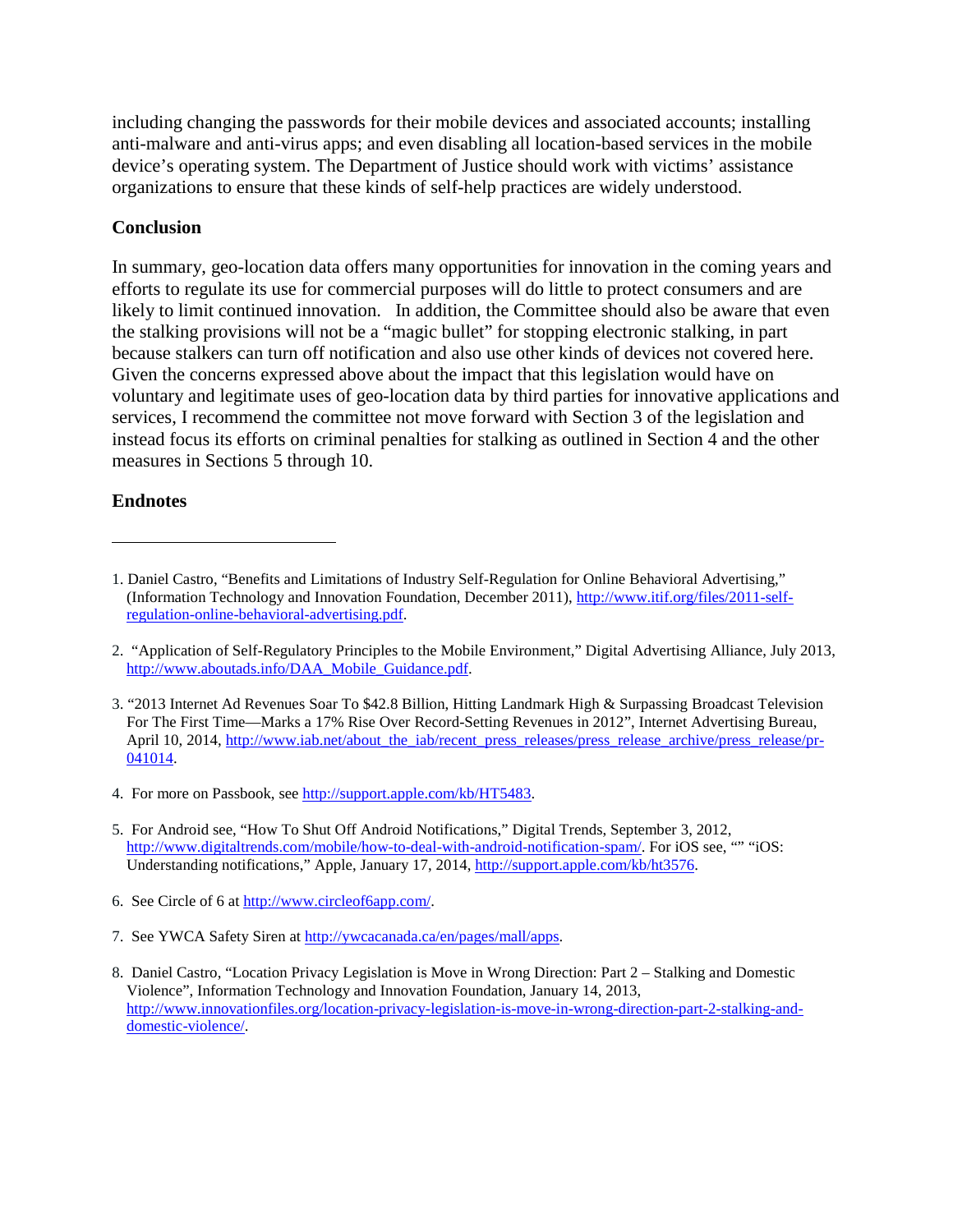including changing the passwords for their mobile devices and associated accounts; installing anti-malware and anti-virus apps; and even disabling all location-based services in the mobile device's operating system. The Department of Justice should work with victims' assistance organizations to ensure that these kinds of self-help practices are widely understood.

**Conclusion**

In summary, geo-location data offers many opportunities for innovation in the coming years and efforts to regulate its use for commercial purposes will do little to protect consumers and are likely to limit continued innovation. In addition, the Committee should also be aware that even the stalking provisions will not be a "magic bullet" for stopping electronic stalking, in part because stalkers can turn off notification and also use other kinds of devices not covered here. Given the concerns expressed above about the impact that this legislation would have on voluntary and legitimate uses of geo-location data by third parties for innovative applications and services, I recommend the committee not move forward with Section 3 of the legislation and instead focus its efforts on criminal penalties for stalking as outlined in Section 4 and the other measures in Sections 5 through 10.

**Endnotes**

---

1. Daniel Castro, "Benefits and Limitations of Industry Self-Regulation for Online Behavioral Advertising," (Information Technology and Innovation Foundation, December 2011), http://www.itif.org/files/2011-self-regulation-online-behavioral-advertising.pdf.

2. "Application of Self-Regulatory Principles to the Mobile Environment," Digital Advertising Alliance, July 2013, http://www.aboutads.info/DAA_Mobile_Guidance.pdf.

3. "2013 Internet Ad Revenues Soar To $42.8 Billion, Hitting Landmark High & Surpassing Broadcast Television For The First Time—Marks a 17% Rise Over Record-Setting Revenues in 2012", Internet Advertising Bureau, April 10, 2014, http://www.iab.net/about_the_iab/recent_press_releases/press_release_archive/press_release/pr-041014.

4. For more on Passbook, see http://support.apple.com/kb/HT5483.

5. For Android see, "How To Shut Off Android Notifications," Digital Trends, September 3, 2012, http://www.digitaltrends.com/mobile/how-to-deal-with-android-notification-spam/. For iOS see, "" "iOS: Understanding notifications," Apple, January 17, 2014, http://support.apple.com/kb/ht3576.

6. See Circle of 6 at http://www.circleof6app.com/.

7. See YWCA Safety Siren at http://ywcacanada.ca/en/pages/mall/apps.

8. Daniel Castro, "Location Privacy Legislation is Move in Wrong Direction: Part 2 – Stalking and Domestic Violence", Information Technology and Innovation Foundation, January 14, 2013, http://www.innovationfiles.org/location-privacy-legislation-is-move-in-wrong-direction-part-2-stalking-and-domestic-violence/.